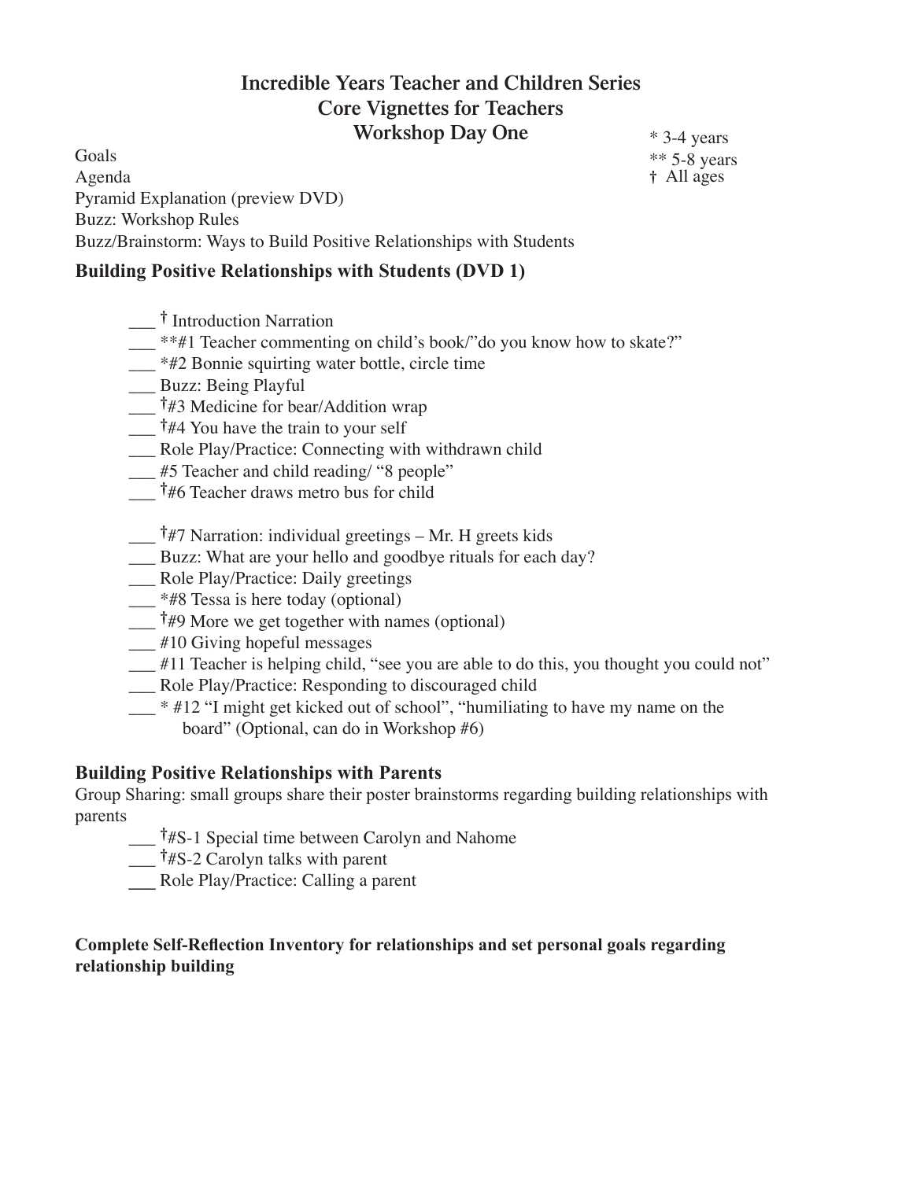# Incredible Years Teacher and Children Series
## Core Vignettes for Teachers
## Workshop Day One

* 3-4 years
** 5-8 years
† All ages

Goals
Agenda
Pyramid Explanation (preview DVD)
Buzz: Workshop Rules
Buzz/Brainstorm: Ways to Build Positive Relationships with Students

### Building Positive Relationships with Students (DVD 1)

___ † Introduction Narration
___ **#1 Teacher commenting on child's book/"do you know how to skate?"
___ *#2 Bonnie squirting water bottle, circle time
___ Buzz: Being Playful
___ †#3 Medicine for bear/Addition wrap
___ †#4 You have the train to your self
___ Role Play/Practice: Connecting with withdrawn child
___ #5 Teacher and child reading/ "8 people"
___ †#6 Teacher draws metro bus for child

___ †#7 Narration: individual greetings – Mr. H greets kids
___ Buzz: What are your hello and goodbye rituals for each day?
___ Role Play/Practice: Daily greetings
___ *#8 Tessa is here today (optional)
___ †#9 More we get together with names (optional)
___ #10 Giving hopeful messages
___ #11 Teacher is helping child, "see you are able to do this, you thought you could not"
___ Role Play/Practice: Responding to discouraged child
___ * #12 "I might get kicked out of school", "humiliating to have my name on the board" (Optional, can do in Workshop #6)

### Building Positive Relationships with Parents

Group Sharing: small groups share their poster brainstorms regarding building relationships with parents

___ †#S-1 Special time between Carolyn and Nahome
___ †#S-2 Carolyn talks with parent
___ Role Play/Practice: Calling a parent

**Complete Self-Reflection Inventory for relationships and set personal goals regarding relationship building**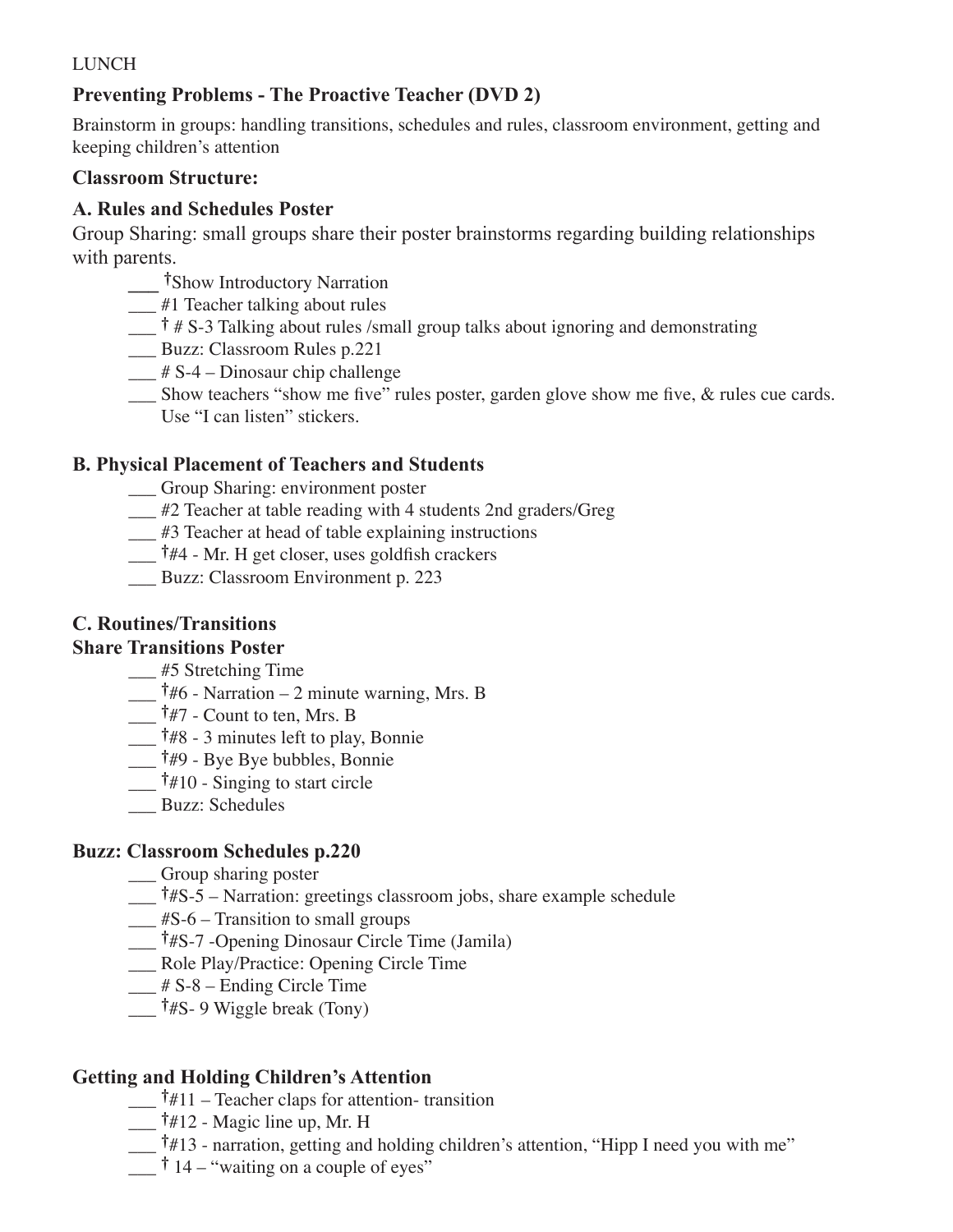LUNCH

**Preventing Problems - The Proactive Teacher (DVD 2)**

Brainstorm in groups: handling transitions, schedules and rules, classroom environment, getting and keeping children's attention

**Classroom Structure:**

**A. Rules and Schedules Poster**

Group Sharing: small groups share their poster brainstorms regarding building relationships with parents.

- ___ †Show Introductory Narration
- ___ #1 Teacher talking about rules
- ___ † # S-3 Talking about rules /small group talks about ignoring and demonstrating
- ___ Buzz: Classroom Rules p.221
- ___ # S-4 – Dinosaur chip challenge
- ___ Show teachers "show me five" rules poster, garden glove show me five, & rules cue cards. Use "I can listen" stickers.

**B. Physical Placement of Teachers and Students**

- ___ Group Sharing: environment poster
- ___ #2 Teacher at table reading with 4 students 2nd graders/Greg
- ___ #3 Teacher at head of table explaining instructions
- ___ †#4 - Mr. H get closer, uses goldfish crackers
- ___ Buzz: Classroom Environment p. 223

**C. Routines/Transitions**

**Share Transitions Poster**

- ___ #5 Stretching Time
- ___ †#6 - Narration – 2 minute warning, Mrs. B
- ___ †#7 - Count to ten, Mrs. B
- ___ †#8 - 3 minutes left to play, Bonnie
- ___ †#9 - Bye Bye bubbles, Bonnie
- ___ †#10 - Singing to start circle
- ___ Buzz: Schedules

**Buzz: Classroom Schedules p.220**

- ___ Group sharing poster
- ___ †#S-5 – Narration: greetings classroom jobs, share example schedule
- ___ #S-6 – Transition to small groups
- ___ †#S-7 -Opening Dinosaur Circle Time (Jamila)
- ___ Role Play/Practice: Opening Circle Time
- ___ # S-8 – Ending Circle Time
- ___ †#S- 9 Wiggle break (Tony)

**Getting and Holding Children's Attention**

- ___ †#11 – Teacher claps for attention- transition
- ___ †#12 - Magic line up, Mr. H
- ___ †#13 - narration, getting and holding children's attention, "Hipp I need you with me"
- ___ † 14 – "waiting on a couple of eyes"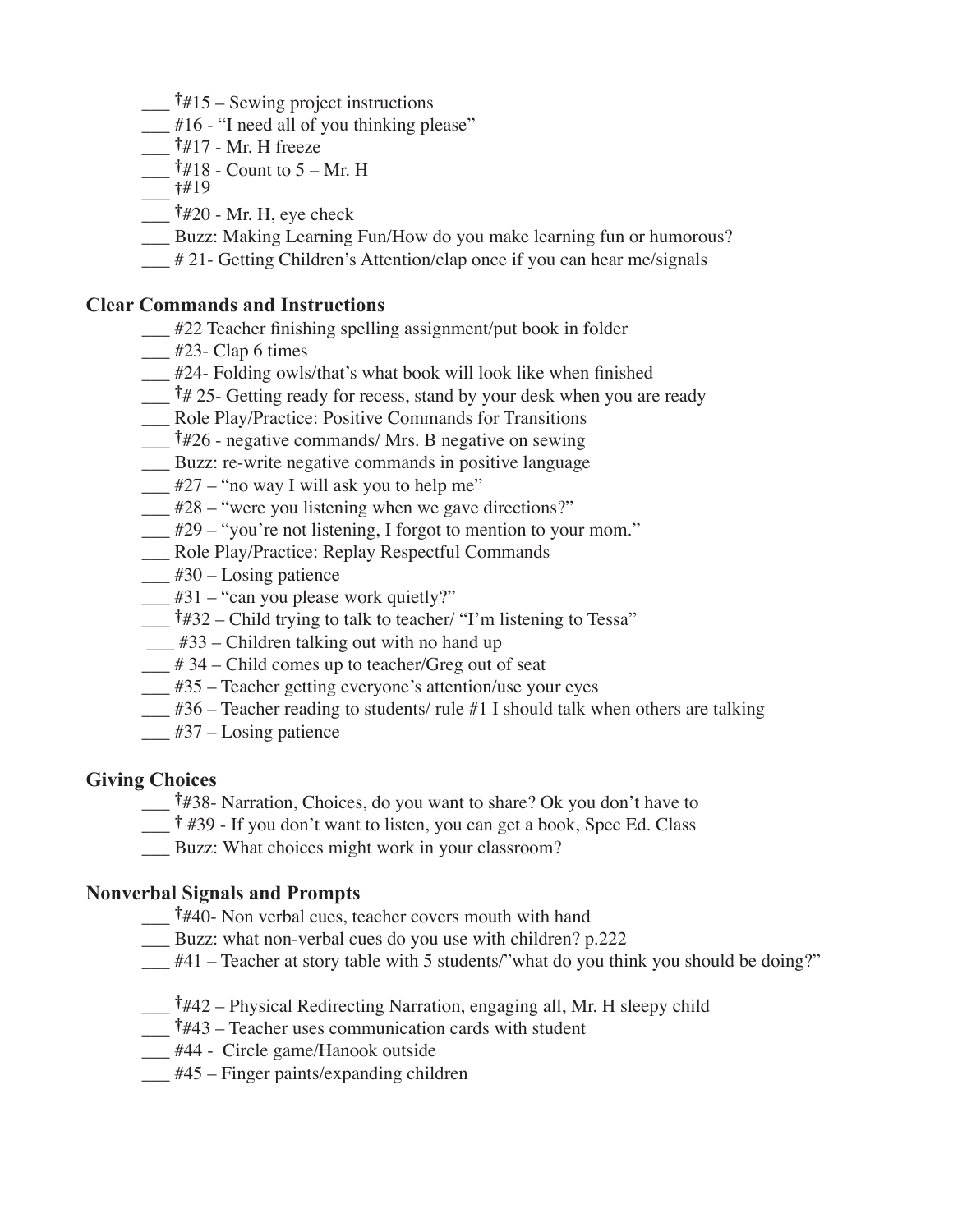___ †#15 – Sewing project instructions
___ #16 - "I need all of you thinking please"
___ †#17 - Mr. H freeze
___ †#18 - Count to 5 – Mr. H
___ †#19
___ †#20 - Mr. H, eye check
___ Buzz: Making Learning Fun/How do you make learning fun or humorous?
___ # 21- Getting Children's Attention/clap once if you can hear me/signals

### Clear Commands and Instructions

___ #22 Teacher finishing spelling assignment/put book in folder
___ #23- Clap 6 times
___ #24- Folding owls/that's what book will look like when finished
___ †# 25- Getting ready for recess, stand by your desk when you are ready
___ Role Play/Practice: Positive Commands for Transitions
___ †#26 - negative commands/ Mrs. B negative on sewing
___ Buzz: re-write negative commands in positive language
___ #27 – "no way I will ask you to help me"
___ #28 – "were you listening when we gave directions?"
___ #29 – "you're not listening, I forgot to mention to your mom."
___ Role Play/Practice: Replay Respectful Commands
___ #30 – Losing patience
___ #31 – "can you please work quietly?"
___ †#32 – Child trying to talk to teacher/ "I'm listening to Tessa"
___ #33 – Children talking out with no hand up
___ # 34 – Child comes up to teacher/Greg out of seat
___ #35 – Teacher getting everyone's attention/use your eyes
___ #36 – Teacher reading to students/ rule #1 I should talk when others are talking
___ #37 – Losing patience

### Giving Choices

___ †#38- Narration, Choices, do you want to share? Ok you don't have to
___ † #39 - If you don't want to listen, you can get a book, Spec Ed. Class
___ Buzz: What choices might work in your classroom?

### Nonverbal Signals and Prompts

___ †#40- Non verbal cues, teacher covers mouth with hand
___ Buzz: what non-verbal cues do you use with children? p.222
___ #41 – Teacher at story table with 5 students/"what do you think you should be doing?"

___ †#42 – Physical Redirecting Narration, engaging all, Mr. H sleepy child
___ †#43 – Teacher uses communication cards with student
___ #44 - Circle game/Hanook outside
___ #45 – Finger paints/expanding children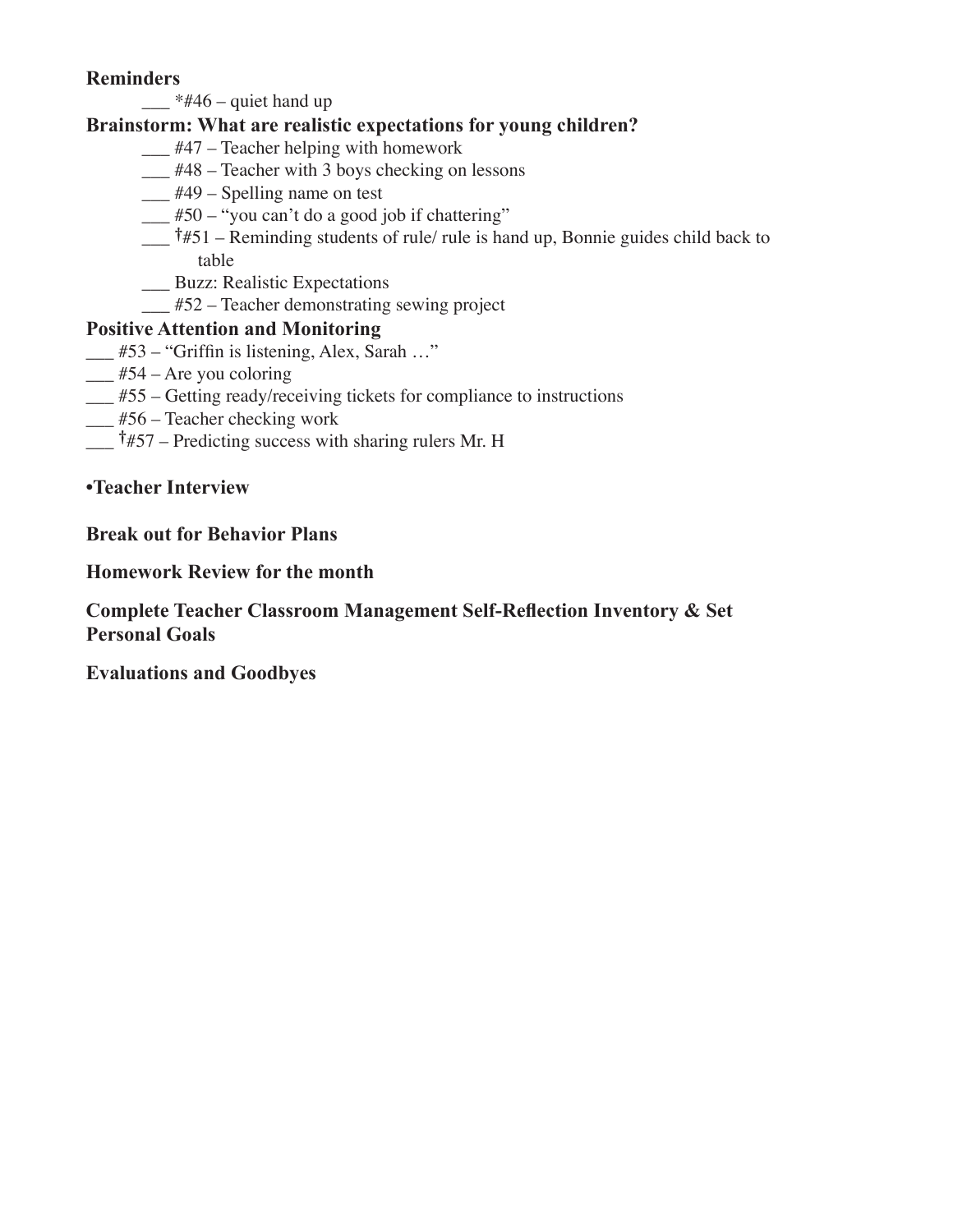**Reminders**

- ___ *#46 – quiet hand up

**Brainstorm: What are realistic expectations for young children?**

- ___ #47 – Teacher helping with homework
- ___ #48 – Teacher with 3 boys checking on lessons
- ___ #49 – Spelling name on test
- ___ #50 – "you can't do a good job if chattering"
- ___ †#51 – Reminding students of rule/ rule is hand up, Bonnie guides child back to table
- ___ Buzz: Realistic Expectations
- ___ #52 – Teacher demonstrating sewing project

**Positive Attention and Monitoring**

___ #53 – "Griffin is listening, Alex, Sarah …"

___ #54 – Are you coloring

___ #55 – Getting ready/receiving tickets for compliance to instructions

___ #56 – Teacher checking work

___ †#57 – Predicting success with sharing rulers Mr. H

**•Teacher Interview**

**Break out for Behavior Plans**

**Homework Review for the month**

**Complete Teacher Classroom Management Self-Reflection Inventory & Set Personal Goals**

**Evaluations and Goodbyes**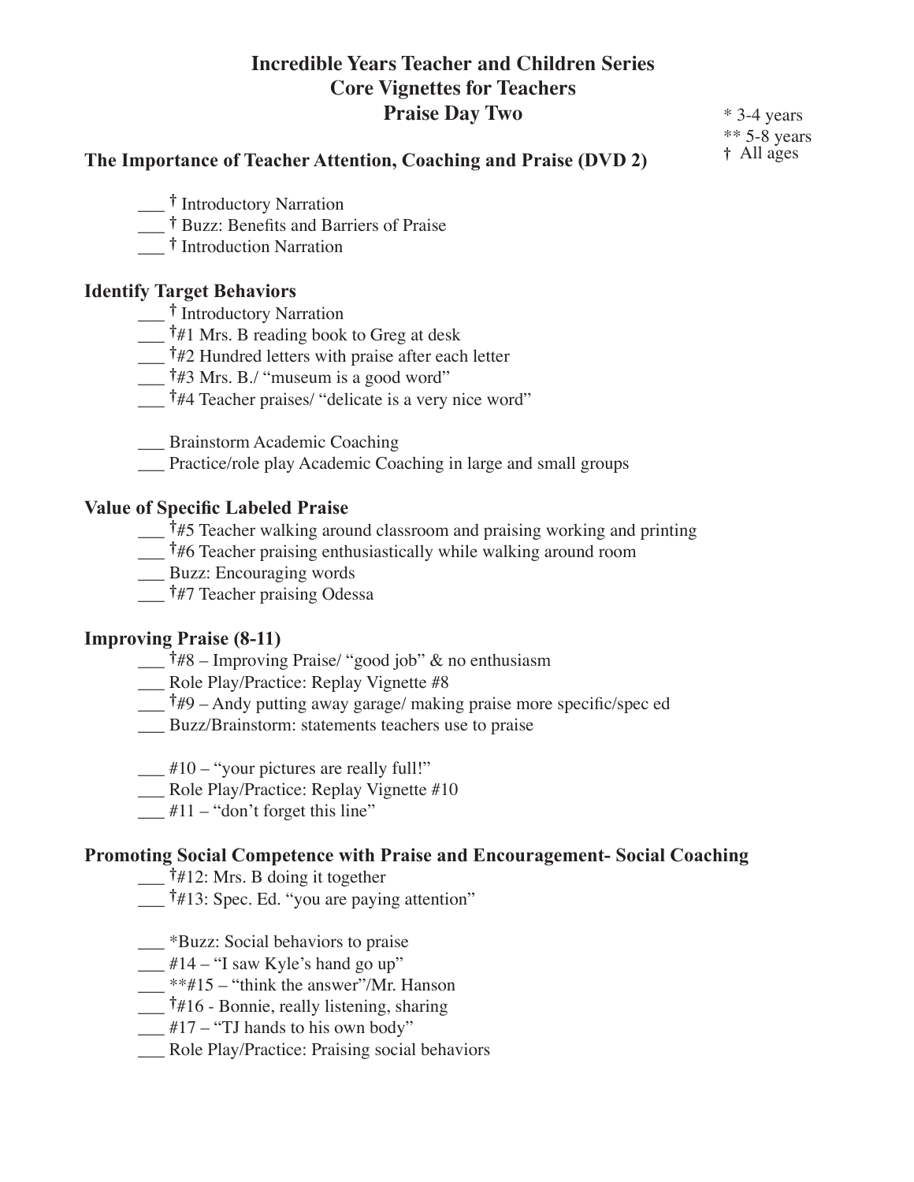# Incredible Years Teacher and Children Series
# Core Vignettes for Teachers
# Praise Day Two

\* 3-4 years
\*\* 5-8 years
† All ages

## The Importance of Teacher Attention, Coaching and Praise (DVD 2)

___ † Introductory Narration
___ † Buzz: Benefits and Barriers of Praise
___ † Introduction Narration

## Identify Target Behaviors

___ † Introductory Narration
___ †#1 Mrs. B reading book to Greg at desk
___ †#2 Hundred letters with praise after each letter
___ †#3 Mrs. B./ "museum is a good word"
___ †#4 Teacher praises/ "delicate is a very nice word"

___ Brainstorm Academic Coaching
___ Practice/role play Academic Coaching in large and small groups

## Value of Specific Labeled Praise

___ †#5 Teacher walking around classroom and praising working and printing
___ †#6 Teacher praising enthusiastically while walking around room
___ Buzz: Encouraging words
___ †#7 Teacher praising Odessa

## Improving Praise (8-11)

___ †#8 – Improving Praise/ "good job" & no enthusiasm
___ Role Play/Practice: Replay Vignette #8
___ †#9 – Andy putting away garage/ making praise more specific/spec ed
___ Buzz/Brainstorm: statements teachers use to praise

___ #10 – "your pictures are really full!"
___ Role Play/Practice: Replay Vignette #10
___ #11 – "don't forget this line"

## Promoting Social Competence with Praise and Encouragement- Social Coaching

___ †#12: Mrs. B doing it together
___ †#13: Spec. Ed. "you are paying attention"

___ \*Buzz: Social behaviors to praise
___ #14 – "I saw Kyle's hand go up"
___ \*\*#15 – "think the answer"/Mr. Hanson
___ †#16 - Bonnie, really listening, sharing
___ #17 – "TJ hands to his own body"
___ Role Play/Practice: Praising social behaviors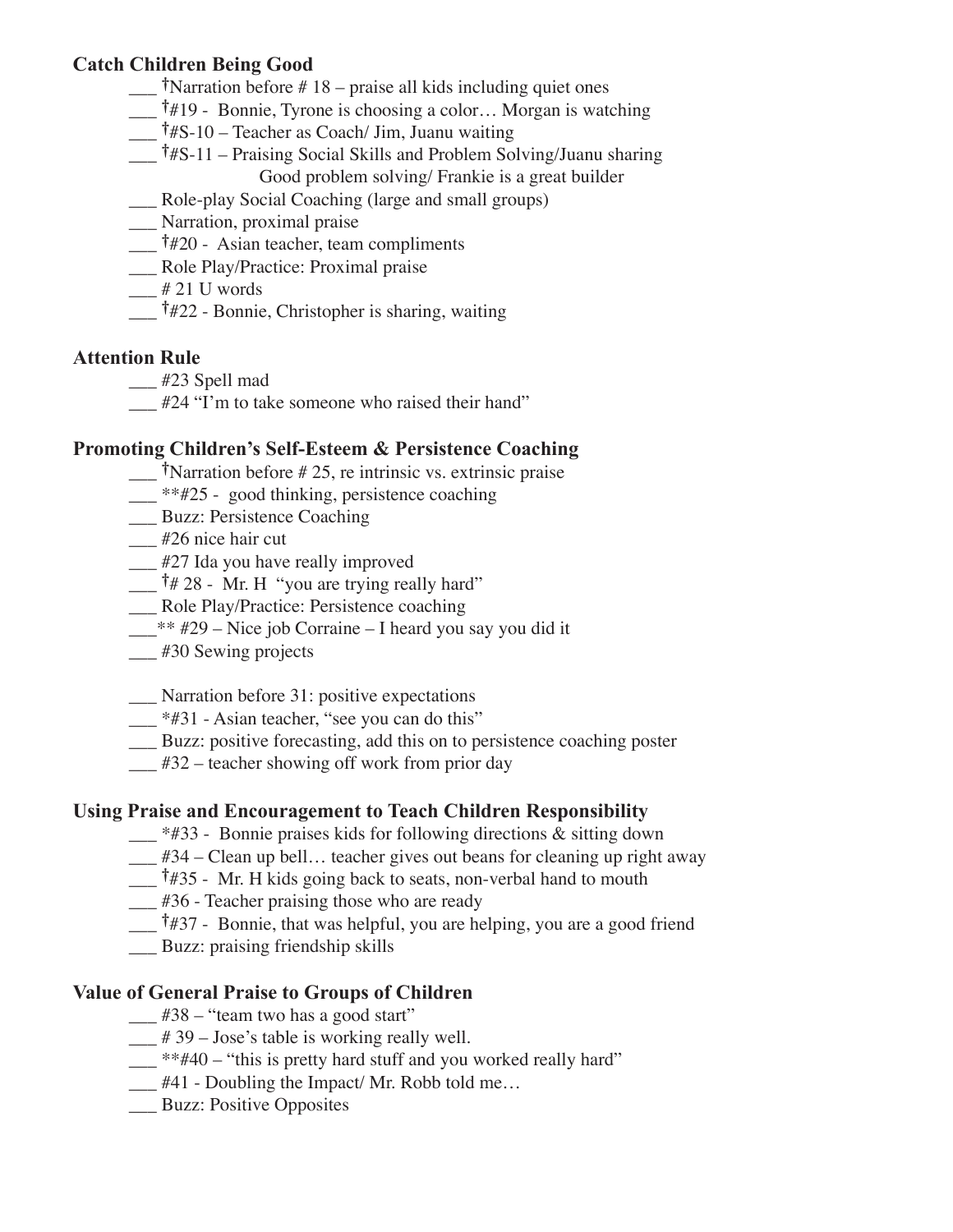**Catch Children Being Good**

___ †Narration before # 18 – praise all kids including quiet ones
___ †#19 - Bonnie, Tyrone is choosing a color… Morgan is watching
___ †#S-10 – Teacher as Coach/ Jim, Juanu waiting
___ †#S-11 – Praising Social Skills and Problem Solving/Juanu sharing
Good problem solving/ Frankie is a great builder
___ Role-play Social Coaching (large and small groups)
___ Narration, proximal praise
___ †#20 - Asian teacher, team compliments
___ Role Play/Practice: Proximal praise
___ # 21 U words
___ †#22 - Bonnie, Christopher is sharing, waiting

**Attention Rule**

___ #23 Spell mad
___ #24 "I'm to take someone who raised their hand"

**Promoting Children's Self-Esteem & Persistence Coaching**

___ †Narration before # 25, re intrinsic vs. extrinsic praise
___ **#25 - good thinking, persistence coaching
___ Buzz: Persistence Coaching
___ #26 nice hair cut
___ #27 Ida you have really improved
___ †# 28 - Mr. H "you are trying really hard"
___ Role Play/Practice: Persistence coaching
___** #29 – Nice job Corraine – I heard you say you did it
___ #30 Sewing projects

___ Narration before 31: positive expectations
___ *#31 - Asian teacher, "see you can do this"
___ Buzz: positive forecasting, add this on to persistence coaching poster
___ #32 – teacher showing off work from prior day

**Using Praise and Encouragement to Teach Children Responsibility**

___ *#33 - Bonnie praises kids for following directions & sitting down
___ #34 – Clean up bell… teacher gives out beans for cleaning up right away
___ †#35 - Mr. H kids going back to seats, non-verbal hand to mouth
___ #36 - Teacher praising those who are ready
___ †#37 - Bonnie, that was helpful, you are helping, you are a good friend
___ Buzz: praising friendship skills

**Value of General Praise to Groups of Children**

___ #38 – "team two has a good start"
___ # 39 – Jose's table is working really well.
___ **#40 – "this is pretty hard stuff and you worked really hard"
___ #41 - Doubling the Impact/ Mr. Robb told me…
___ Buzz: Positive Opposites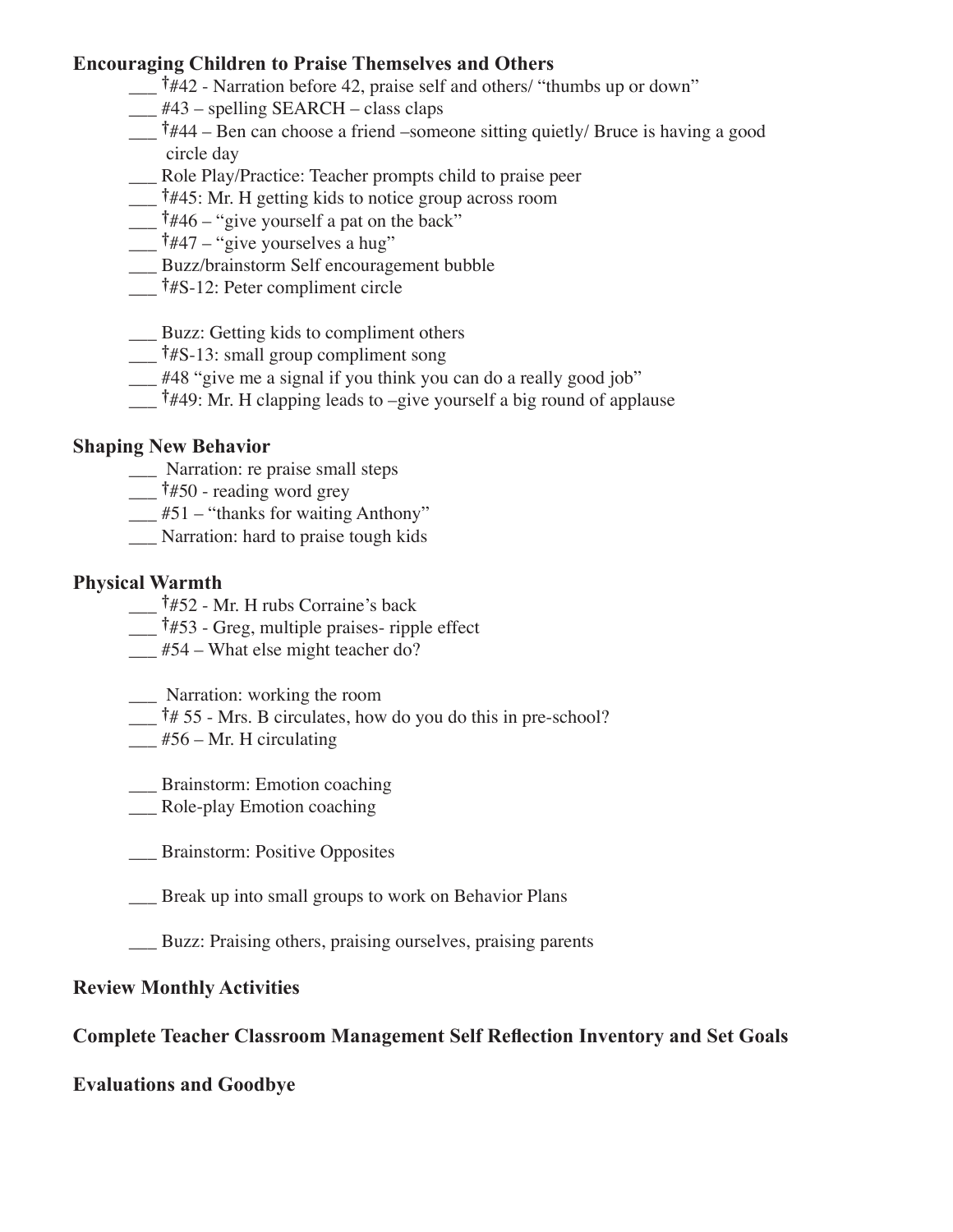**Encouraging Children to Praise Themselves and Others**

- ___ †#42 - Narration before 42, praise self and others/ “thumbs up or down”
- ___ #43 – spelling SEARCH – class claps
- ___ †#44 – Ben can choose a friend –someone sitting quietly/ Bruce is having a good circle day
- ___ Role Play/Practice: Teacher prompts child to praise peer
- ___ †#45: Mr. H getting kids to notice group across room
- ___ †#46 – “give yourself a pat on the back”
- ___ †#47 – “give yourselves a hug”
- ___ Buzz/brainstorm Self encouragement bubble
- ___ †#S-12: Peter compliment circle

- ___ Buzz: Getting kids to compliment others
- ___ †#S-13: small group compliment song
- ___ #48 “give me a signal if you think you can do a really good job”
- ___ †#49: Mr. H clapping leads to –give yourself a big round of applause

**Shaping New Behavior**

- ___ Narration: re praise small steps
- ___ †#50 - reading word grey
- ___ #51 – “thanks for waiting Anthony”
- ___ Narration: hard to praise tough kids

**Physical Warmth**

- ___ †#52 - Mr. H rubs Corraine’s back
- ___ †#53 - Greg, multiple praises- ripple effect
- ___ #54 – What else might teacher do?

- ___ Narration: working the room
- ___ †# 55 - Mrs. B circulates, how do you do this in pre-school?
- ___ #56 – Mr. H circulating

- ___ Brainstorm: Emotion coaching
- ___ Role-play Emotion coaching

- ___ Brainstorm: Positive Opposites

- ___ Break up into small groups to work on Behavior Plans

- ___ Buzz: Praising others, praising ourselves, praising parents

**Review Monthly Activities**

**Complete Teacher Classroom Management Self Reflection Inventory and Set Goals**

**Evaluations and Goodbye**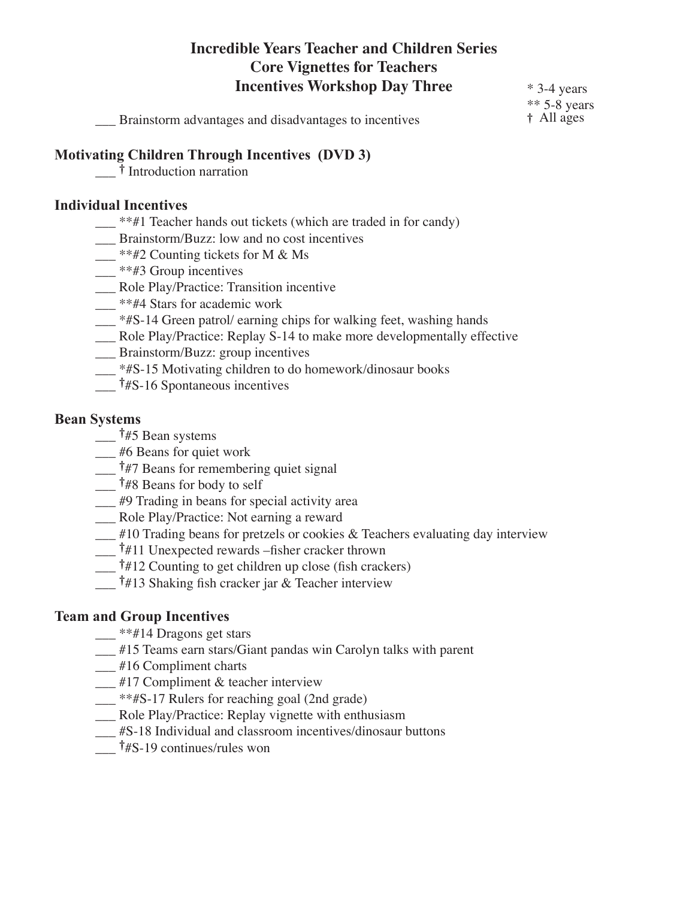# Incredible Years Teacher and Children Series
## Core Vignettes for Teachers
## Incentives Workshop Day Three

\* 3-4 years
\** 5-8 years
† All ages

___ Brainstorm advantages and disadvantages to incentives

### Motivating Children Through Incentives (DVD 3)

___ † Introduction narration

### Individual Incentives

___ **#1 Teacher hands out tickets (which are traded in for candy)
___ Brainstorm/Buzz: low and no cost incentives
___ **#2 Counting tickets for M & Ms
___ **#3 Group incentives
___ Role Play/Practice: Transition incentive
___ **#4 Stars for academic work
___ *#S-14 Green patrol/ earning chips for walking feet, washing hands
___ Role Play/Practice: Replay S-14 to make more developmentally effective
___ Brainstorm/Buzz: group incentives
___ *#S-15 Motivating children to do homework/dinosaur books
___ †#S-16 Spontaneous incentives

### Bean Systems

___ †#5 Bean systems
___ #6 Beans for quiet work
___ †#7 Beans for remembering quiet signal
___ †#8 Beans for body to self
___ #9 Trading in beans for special activity area
___ Role Play/Practice: Not earning a reward
___ #10 Trading beans for pretzels or cookies & Teachers evaluating day interview
___ †#11 Unexpected rewards –fisher cracker thrown
___ †#12 Counting to get children up close (fish crackers)
___ †#13 Shaking fish cracker jar & Teacher interview

### Team and Group Incentives

___ **#14 Dragons get stars
___ #15 Teams earn stars/Giant pandas win Carolyn talks with parent
___ #16 Compliment charts
___ #17 Compliment & teacher interview
___ **#S-17 Rulers for reaching goal (2nd grade)
___ Role Play/Practice: Replay vignette with enthusiasm
___ #S-18 Individual and classroom incentives/dinosaur buttons
___ †#S-19 continues/rules won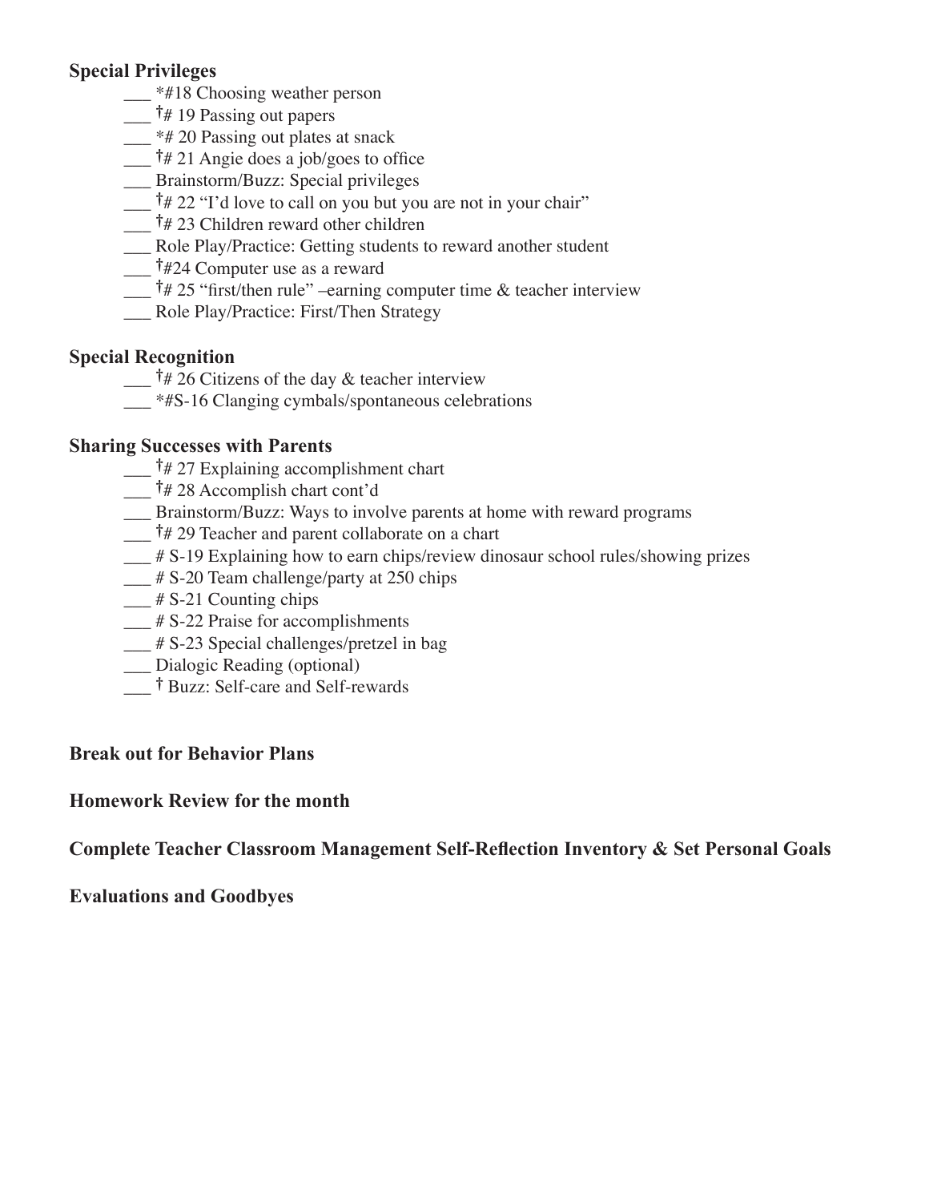**Special Privileges**

- ___ *#18 Choosing weather person
- ___ †# 19 Passing out papers
- ___ *# 20 Passing out plates at snack
- ___ †# 21 Angie does a job/goes to office
- ___ Brainstorm/Buzz: Special privileges
- ___ †# 22 "I'd love to call on you but you are not in your chair"
- ___ †# 23 Children reward other children
- ___ Role Play/Practice: Getting students to reward another student
- ___ †#24 Computer use as a reward
- ___ †# 25 "first/then rule" –earning computer time & teacher interview
- ___ Role Play/Practice: First/Then Strategy

**Special Recognition**

- ___ †# 26 Citizens of the day & teacher interview
- ___ *#S-16 Clanging cymbals/spontaneous celebrations

**Sharing Successes with Parents**

- ___ †# 27 Explaining accomplishment chart
- ___ †# 28 Accomplish chart cont'd
- ___ Brainstorm/Buzz: Ways to involve parents at home with reward programs
- ___ †# 29 Teacher and parent collaborate on a chart
- ___ # S-19 Explaining how to earn chips/review dinosaur school rules/showing prizes
- ___ # S-20 Team challenge/party at 250 chips
- ___ # S-21 Counting chips
- ___ # S-22 Praise for accomplishments
- ___ # S-23 Special challenges/pretzel in bag
- ___ Dialogic Reading (optional)
- ___ † Buzz: Self-care and Self-rewards

**Break out for Behavior Plans**

**Homework Review for the month**

**Complete Teacher Classroom Management Self-Reflection Inventory & Set Personal Goals**

**Evaluations and Goodbyes**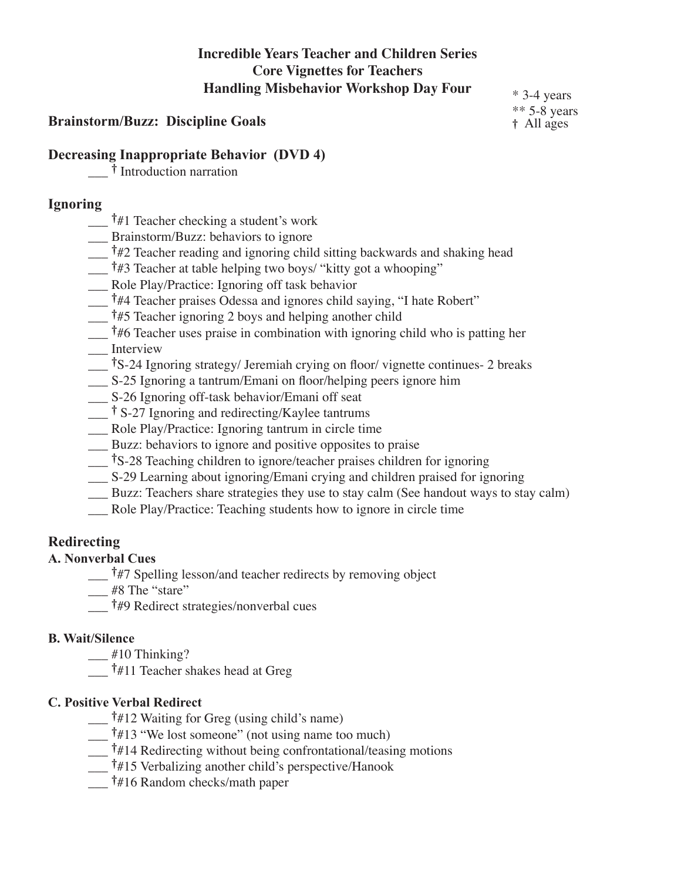**Incredible Years Teacher and Children Series**
**Core Vignettes for Teachers**
**Handling Misbehavior Workshop Day Four**

\* 3-4 years
\*\* 5-8 years
† All ages

## Brainstorm/Buzz: Discipline Goals

## Decreasing Inappropriate Behavior (DVD 4)

___ † Introduction narration

## Ignoring

___ †#1 Teacher checking a student's work
___ Brainstorm/Buzz: behaviors to ignore
___ †#2 Teacher reading and ignoring child sitting backwards and shaking head
___ †#3 Teacher at table helping two boys/ "kitty got a whooping"
___ Role Play/Practice: Ignoring off task behavior
___ †#4 Teacher praises Odessa and ignores child saying, "I hate Robert"
___ †#5 Teacher ignoring 2 boys and helping another child
___ †#6 Teacher uses praise in combination with ignoring child who is patting her
___ Interview
___ †S-24 Ignoring strategy/ Jeremiah crying on floor/ vignette continues- 2 breaks
___ S-25 Ignoring a tantrum/Emani on floor/helping peers ignore him
___ S-26 Ignoring off-task behavior/Emani off seat
___ † S-27 Ignoring and redirecting/Kaylee tantrums
___ Role Play/Practice: Ignoring tantrum in circle time
___ Buzz: behaviors to ignore and positive opposites to praise
___ †S-28 Teaching children to ignore/teacher praises children for ignoring
___ S-29 Learning about ignoring/Emani crying and children praised for ignoring
___ Buzz: Teachers share strategies they use to stay calm (See handout ways to stay calm)
___ Role Play/Practice: Teaching students how to ignore in circle time

## Redirecting

### A. Nonverbal Cues

___ †#7 Spelling lesson/and teacher redirects by removing object
___ #8 The "stare"
___ †#9 Redirect strategies/nonverbal cues

### B. Wait/Silence

___ #10 Thinking?
___ †#11 Teacher shakes head at Greg

### C. Positive Verbal Redirect

___ †#12 Waiting for Greg (using child's name)
___ †#13 "We lost someone" (not using name too much)
___ †#14 Redirecting without being confrontational/teasing motions
___ †#15 Verbalizing another child's perspective/Hanook
___ †#16 Random checks/math paper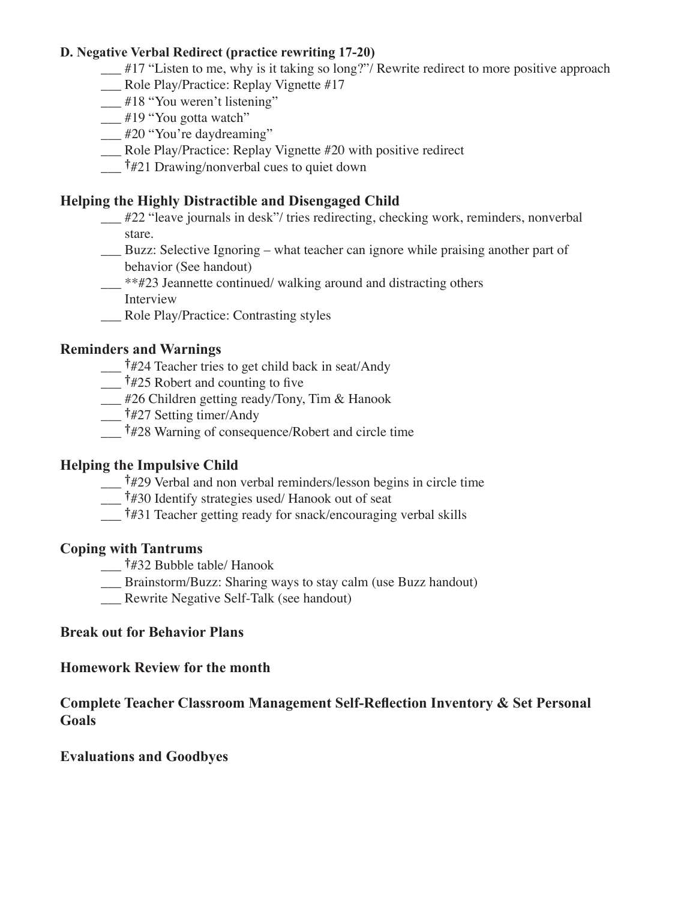**D. Negative Verbal Redirect (practice rewriting 17-20)**

- ___ #17 "Listen to me, why is it taking so long?"/ Rewrite redirect to more positive approach
- ___ Role Play/Practice: Replay Vignette #17
- ___ #18 "You weren't listening"
- ___ #19 "You gotta watch"
- ___ #20 "You're daydreaming"
- ___ Role Play/Practice: Replay Vignette #20 with positive redirect
- ___ †#21 Drawing/nonverbal cues to quiet down

## Helping the Highly Distractible and Disengaged Child

- ___ #22 "leave journals in desk"/ tries redirecting, checking work, reminders, nonverbal stare.
- ___ Buzz: Selective Ignoring – what teacher can ignore while praising another part of behavior (See handout)
- ___ **#23 Jeannette continued/ walking around and distracting others Interview
- ___ Role Play/Practice: Contrasting styles

## Reminders and Warnings

- ___ †#24 Teacher tries to get child back in seat/Andy
- ___ †#25 Robert and counting to five
- ___ #26 Children getting ready/Tony, Tim & Hanook
- ___ †#27 Setting timer/Andy
- ___ †#28 Warning of consequence/Robert and circle time

## Helping the Impulsive Child

- ___ †#29 Verbal and non verbal reminders/lesson begins in circle time
- ___ †#30 Identify strategies used/ Hanook out of seat
- ___ †#31 Teacher getting ready for snack/encouraging verbal skills

## Coping with Tantrums

- ___ †#32 Bubble table/ Hanook
- ___ Brainstorm/Buzz: Sharing ways to stay calm (use Buzz handout)
- ___ Rewrite Negative Self-Talk (see handout)

## Break out for Behavior Plans

## Homework Review for the month

## Complete Teacher Classroom Management Self-Reflection Inventory & Set Personal Goals

## Evaluations and Goodbyes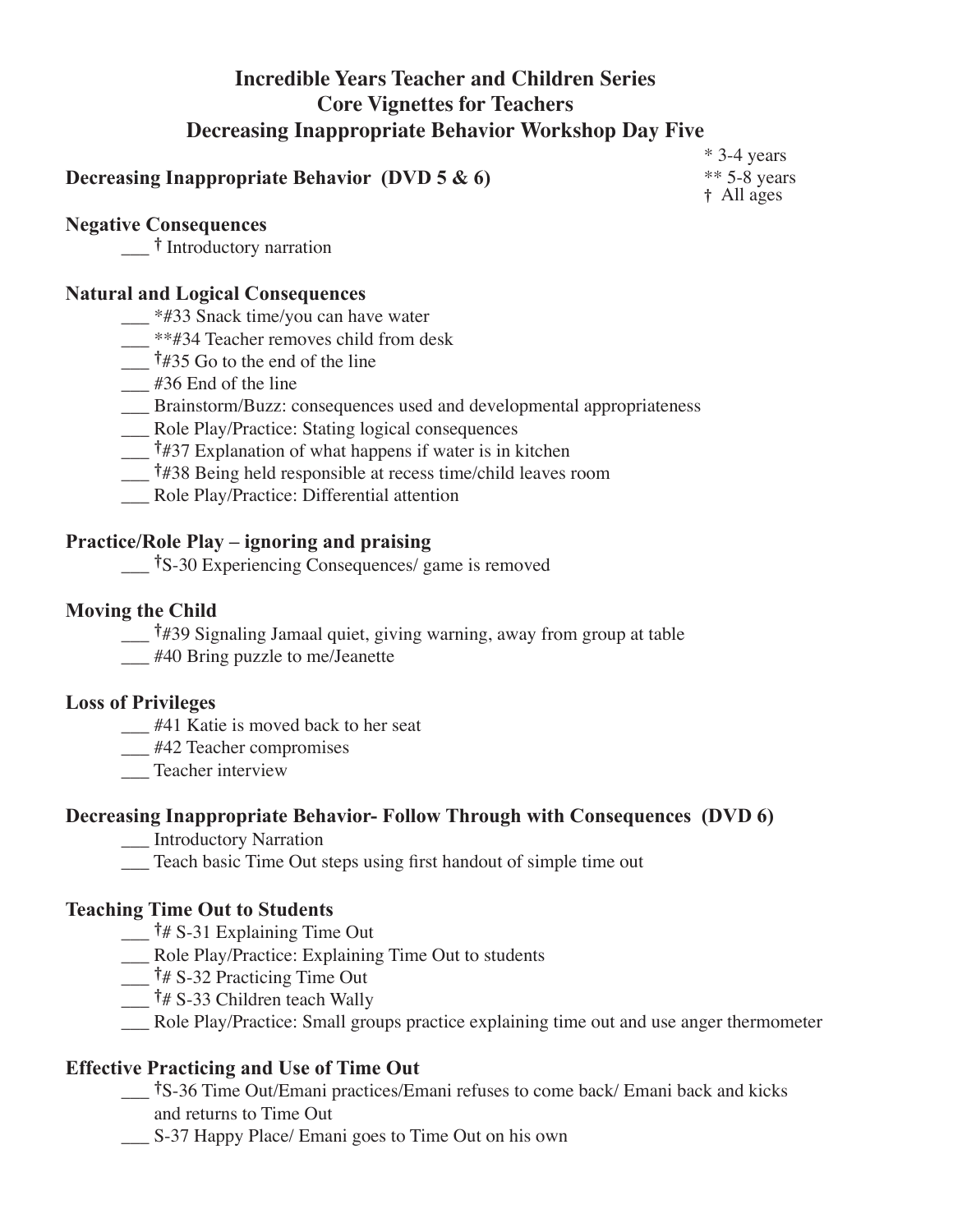# Incredible Years Teacher and Children Series
# Core Vignettes for Teachers
# Decreasing Inappropriate Behavior Workshop Day Five

\* 3-4 years
\*\* 5-8 years
† All ages

## Decreasing Inappropriate Behavior (DVD 5 & 6)

### Negative Consequences

___ † Introductory narration

### Natural and Logical Consequences

___ *#33 Snack time/you can have water
___ **#34 Teacher removes child from desk
___ †#35 Go to the end of the line
___ #36 End of the line
___ Brainstorm/Buzz: consequences used and developmental appropriateness
___ Role Play/Practice: Stating logical consequences
___ †#37 Explanation of what happens if water is in kitchen
___ †#38 Being held responsible at recess time/child leaves room
___ Role Play/Practice: Differential attention

### Practice/Role Play – ignoring and praising

___ †S-30 Experiencing Consequences/ game is removed

### Moving the Child

___ †#39 Signaling Jamaal quiet, giving warning, away from group at table
___ #40 Bring puzzle to me/Jeanette

### Loss of Privileges

___ #41 Katie is moved back to her seat
___ #42 Teacher compromises
___ Teacher interview

### Decreasing Inappropriate Behavior- Follow Through with Consequences (DVD 6)

___ Introductory Narration
___ Teach basic Time Out steps using first handout of simple time out

### Teaching Time Out to Students

___ †# S-31 Explaining Time Out
___ Role Play/Practice: Explaining Time Out to students
___ †# S-32 Practicing Time Out
___ †# S-33 Children teach Wally
___ Role Play/Practice: Small groups practice explaining time out and use anger thermometer

### Effective Practicing and Use of Time Out

___ †S-36 Time Out/Emani practices/Emani refuses to come back/ Emani back and kicks and returns to Time Out
___ S-37 Happy Place/ Emani goes to Time Out on his own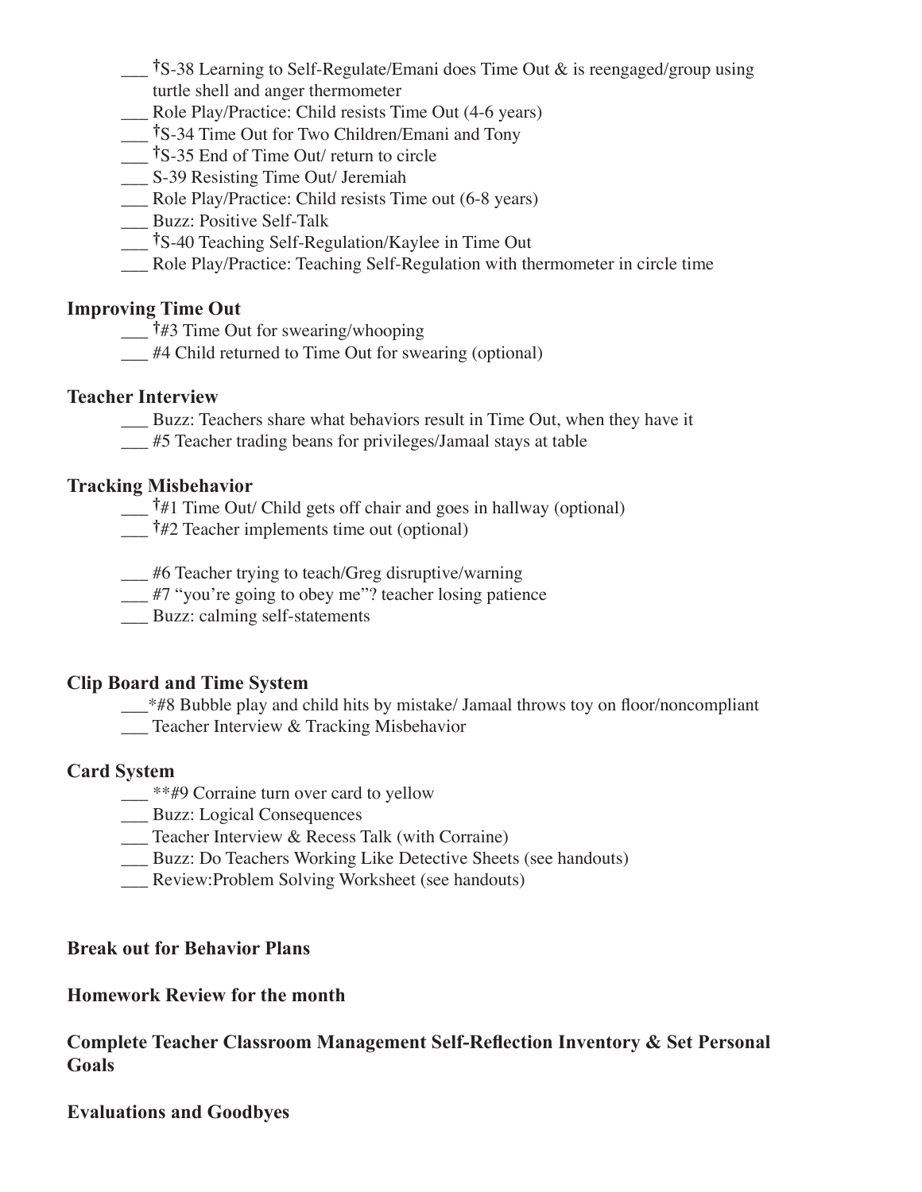___ †S-38 Learning to Self-Regulate/Emani does Time Out & is reengaged/group using turtle shell and anger thermometer
___ Role Play/Practice: Child resists Time Out (4-6 years)
___ †S-34 Time Out for Two Children/Emani and Tony
___ †S-35 End of Time Out/ return to circle
___ S-39 Resisting Time Out/ Jeremiah
___ Role Play/Practice: Child resists Time out (6-8 years)
___ Buzz: Positive Self-Talk
___ †S-40 Teaching Self-Regulation/Kaylee in Time Out
___ Role Play/Practice: Teaching Self-Regulation with thermometer in circle time

**Improving Time Out**

___ †#3 Time Out for swearing/whooping
___ #4 Child returned to Time Out for swearing (optional)

**Teacher Interview**

___ Buzz: Teachers share what behaviors result in Time Out, when they have it
___ #5 Teacher trading beans for privileges/Jamaal stays at table

**Tracking Misbehavior**

___ †#1 Time Out/ Child gets off chair and goes in hallway (optional)
___ †#2 Teacher implements time out (optional)

___ #6 Teacher trying to teach/Greg disruptive/warning
___ #7 "you're going to obey me"? teacher losing patience
___ Buzz: calming self-statements

**Clip Board and Time System**

___*#8 Bubble play and child hits by mistake/ Jamaal throws toy on floor/noncompliant
___ Teacher Interview & Tracking Misbehavior

**Card System**

___ **#9 Corraine turn over card to yellow
___ Buzz: Logical Consequences
___ Teacher Interview & Recess Talk (with Corraine)
___ Buzz: Do Teachers Working Like Detective Sheets (see handouts)
___ Review:Problem Solving Worksheet (see handouts)

**Break out for Behavior Plans**

**Homework Review for the month**

**Complete Teacher Classroom Management Self-Reflection Inventory & Set Personal Goals**

**Evaluations and Goodbyes**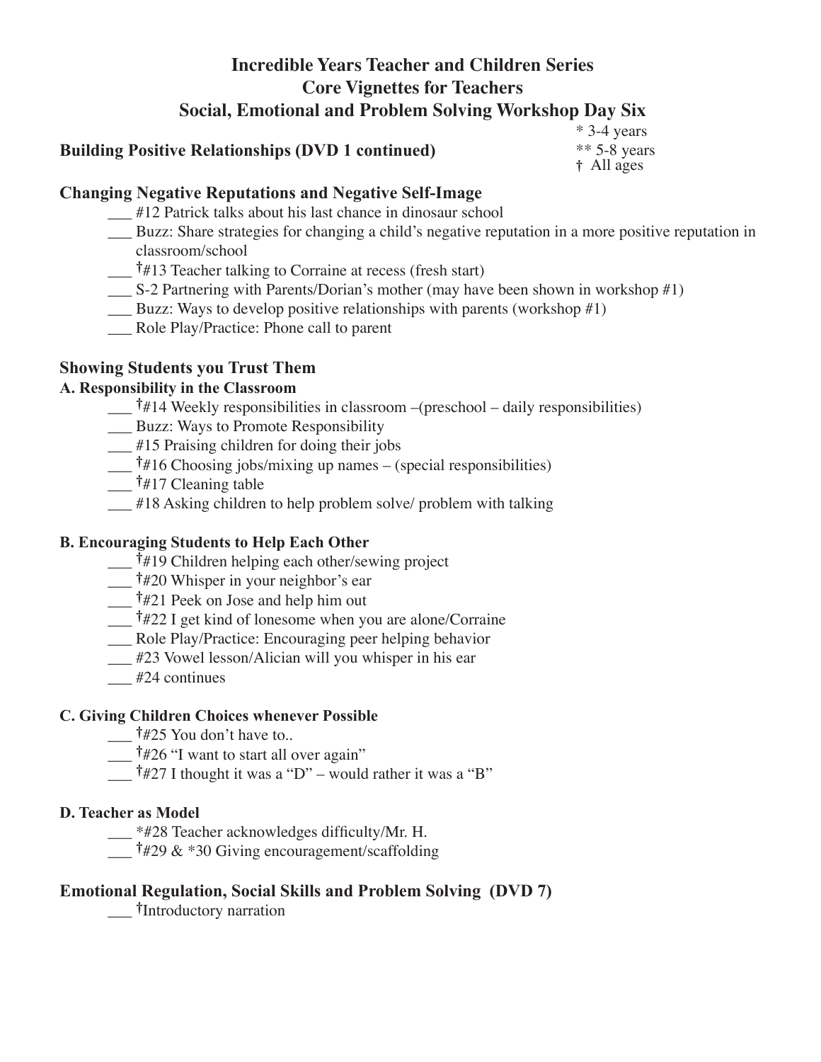# Incredible Years Teacher and Children Series
# Core Vignettes for Teachers
# Social, Emotional and Problem Solving Workshop Day Six

\* 3-4 years
\*\* 5-8 years
† All ages

## Building Positive Relationships (DVD 1 continued)

## Changing Negative Reputations and Negative Self-Image

- ___ #12 Patrick talks about his last chance in dinosaur school
- ___ Buzz: Share strategies for changing a child's negative reputation in a more positive reputation in classroom/school
- ___ †#13 Teacher talking to Corraine at recess (fresh start)
- ___ S-2 Partnering with Parents/Dorian's mother (may have been shown in workshop #1)
- ___ Buzz: Ways to develop positive relationships with parents (workshop #1)
- ___ Role Play/Practice: Phone call to parent

## Showing Students you Trust Them

### A. Responsibility in the Classroom

- ___ †#14 Weekly responsibilities in classroom –(preschool – daily responsibilities)
- ___ Buzz: Ways to Promote Responsibility
- ___ #15 Praising children for doing their jobs
- ___ †#16 Choosing jobs/mixing up names – (special responsibilities)
- ___ †#17 Cleaning table
- ___ #18 Asking children to help problem solve/ problem with talking

### B. Encouraging Students to Help Each Other

- ___ †#19 Children helping each other/sewing project
- ___ †#20 Whisper in your neighbor's ear
- ___ †#21 Peek on Jose and help him out
- ___ †#22 I get kind of lonesome when you are alone/Corraine
- ___ Role Play/Practice: Encouraging peer helping behavior
- ___ #23 Vowel lesson/Alician will you whisper in his ear
- ___ #24 continues

### C. Giving Children Choices whenever Possible

- ___ †#25 You don't have to..
- ___ †#26 "I want to start all over again"
- ___ †#27 I thought it was a "D" – would rather it was a "B"

### D. Teacher as Model

- ___ *#28 Teacher acknowledges difficulty/Mr. H.
- ___ †#29 & *30 Giving encouragement/scaffolding

## Emotional Regulation, Social Skills and Problem Solving (DVD 7)

- ___ †Introductory narration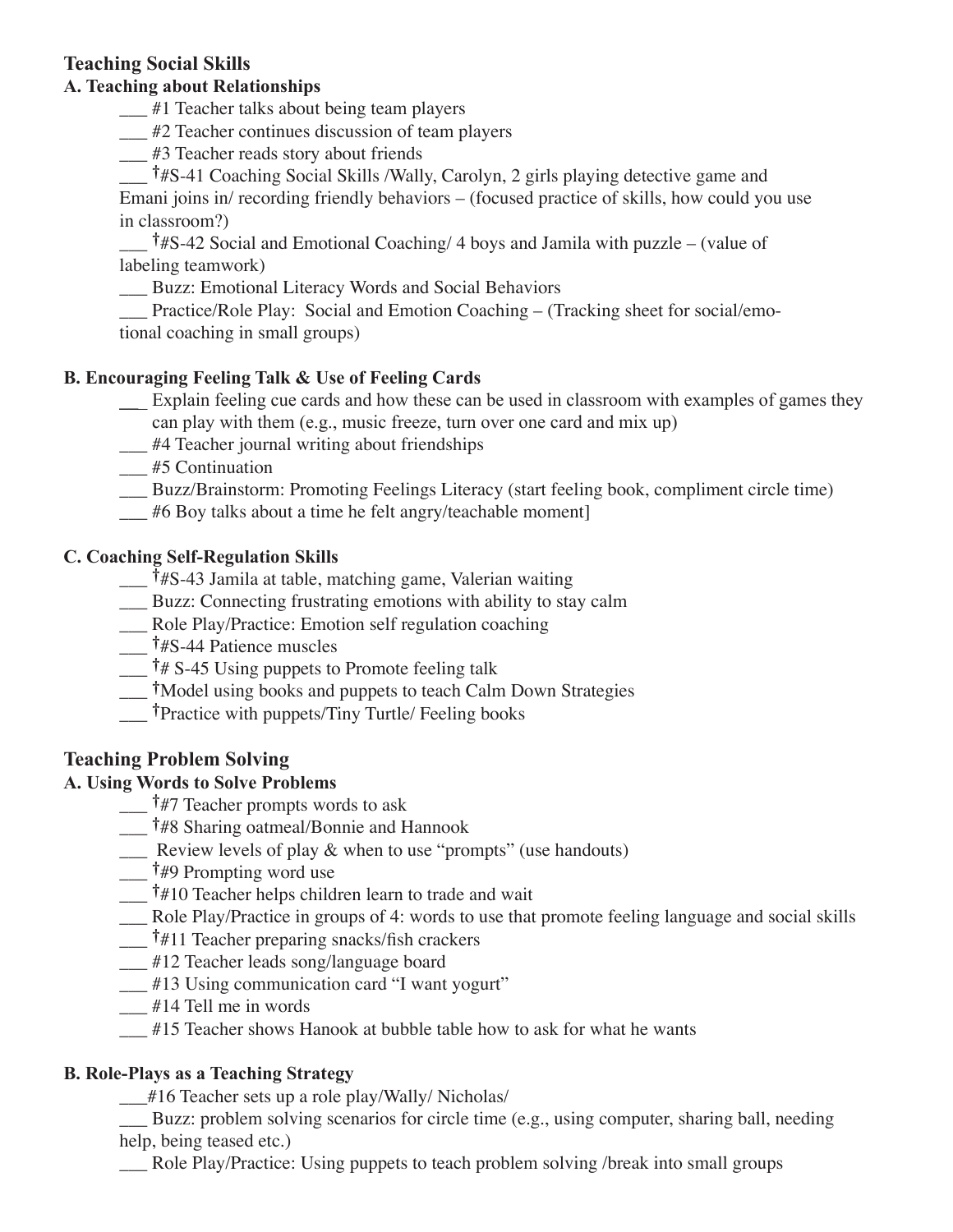## Teaching Social Skills

### A. Teaching about Relationships

___ #1 Teacher talks about being team players

___ #2 Teacher continues discussion of team players

___ #3 Teacher reads story about friends

___ †#S-41 Coaching Social Skills /Wally, Carolyn, 2 girls playing detective game and Emani joins in/ recording friendly behaviors – (focused practice of skills, how could you use in classroom?)

___ †#S-42 Social and Emotional Coaching/ 4 boys and Jamila with puzzle – (value of labeling teamwork)

___ Buzz: Emotional Literacy Words and Social Behaviors

___ Practice/Role Play: Social and Emotion Coaching – (Tracking sheet for social/emotional coaching in small groups)

### B. Encouraging Feeling Talk & Use of Feeling Cards

___ Explain feeling cue cards and how these can be used in classroom with examples of games they can play with them (e.g., music freeze, turn over one card and mix up)

___ #4 Teacher journal writing about friendships

___ #5 Continuation

___ Buzz/Brainstorm: Promoting Feelings Literacy (start feeling book, compliment circle time)

___ #6 Boy talks about a time he felt angry/teachable moment]

### C. Coaching Self-Regulation Skills

___ †#S-43 Jamila at table, matching game, Valerian waiting

___ Buzz: Connecting frustrating emotions with ability to stay calm

___ Role Play/Practice: Emotion self regulation coaching

___ †#S-44 Patience muscles

___ †# S-45 Using puppets to Promote feeling talk

___ †Model using books and puppets to teach Calm Down Strategies

___ †Practice with puppets/Tiny Turtle/ Feeling books

## Teaching Problem Solving

### A. Using Words to Solve Problems

___ †#7 Teacher prompts words to ask

___ †#8 Sharing oatmeal/Bonnie and Hannook

___ Review levels of play & when to use "prompts" (use handouts)

___ †#9 Prompting word use

___ †#10 Teacher helps children learn to trade and wait

___ Role Play/Practice in groups of 4: words to use that promote feeling language and social skills

___ †#11 Teacher preparing snacks/fish crackers

___ #12 Teacher leads song/language board

___ #13 Using communication card "I want yogurt"

___ #14 Tell me in words

___ #15 Teacher shows Hanook at bubble table how to ask for what he wants

### B. Role-Plays as a Teaching Strategy

___#16 Teacher sets up a role play/Wally/ Nicholas/

___ Buzz: problem solving scenarios for circle time (e.g., using computer, sharing ball, needing help, being teased etc.)

___ Role Play/Practice: Using puppets to teach problem solving /break into small groups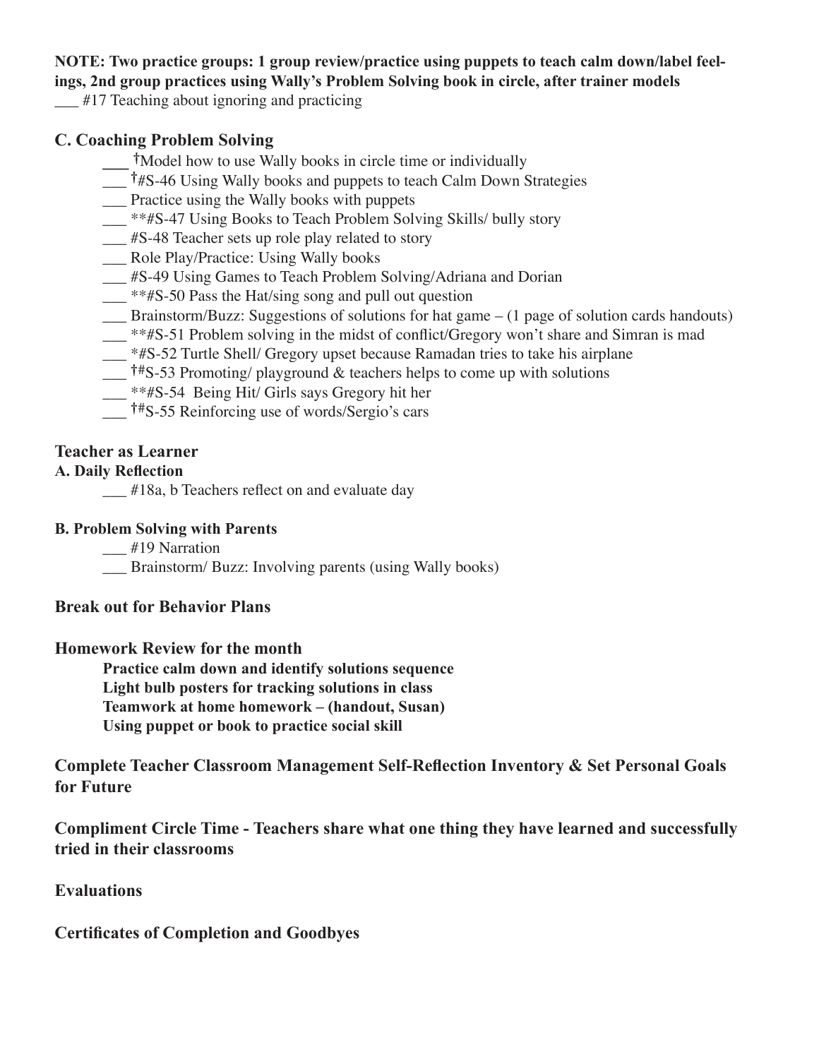**NOTE: Two practice groups: 1 group review/practice using puppets to teach calm down/label feelings, 2nd group practices using Wally's Problem Solving book in circle, after trainer models**

___ #17 Teaching about ignoring and practicing

### C. Coaching Problem Solving

- ___ †Model how to use Wally books in circle time or individually
- ___ †#S-46 Using Wally books and puppets to teach Calm Down Strategies
- ___ Practice using the Wally books with puppets
- ___ **#S-47 Using Books to Teach Problem Solving Skills/ bully story
- ___ #S-48 Teacher sets up role play related to story
- ___ Role Play/Practice: Using Wally books
- ___ #S-49 Using Games to Teach Problem Solving/Adriana and Dorian
- ___ **#S-50 Pass the Hat/sing song and pull out question
- ___ Brainstorm/Buzz: Suggestions of solutions for hat game – (1 page of solution cards handouts)
- ___ **#S-51 Problem solving in the midst of conflict/Gregory won't share and Simran is mad
- ___ *#S-52 Turtle Shell/ Gregory upset because Ramadan tries to take his airplane
- ___ †#S-53 Promoting/ playground & teachers helps to come up with solutions
- ___ **#S-54 Being Hit/ Girls says Gregory hit her
- ___ †#S-55 Reinforcing use of words/Sergio's cars

## Teacher as Learner

### A. Daily Reflection

- ___ #18a, b Teachers reflect on and evaluate day

### B. Problem Solving with Parents

- ___ #19 Narration
- ___ Brainstorm/ Buzz: Involving parents (using Wally books)

## Break out for Behavior Plans

## Homework Review for the month

**Practice calm down and identify solutions sequence**
**Light bulb posters for tracking solutions in class**
**Teamwork at home homework – (handout, Susan)**
**Using puppet or book to practice social skill**

## Complete Teacher Classroom Management Self-Reflection Inventory & Set Personal Goals for Future

## Compliment Circle Time - Teachers share what one thing they have learned and successfully tried in their classrooms

## Evaluations

## Certificates of Completion and Goodbyes